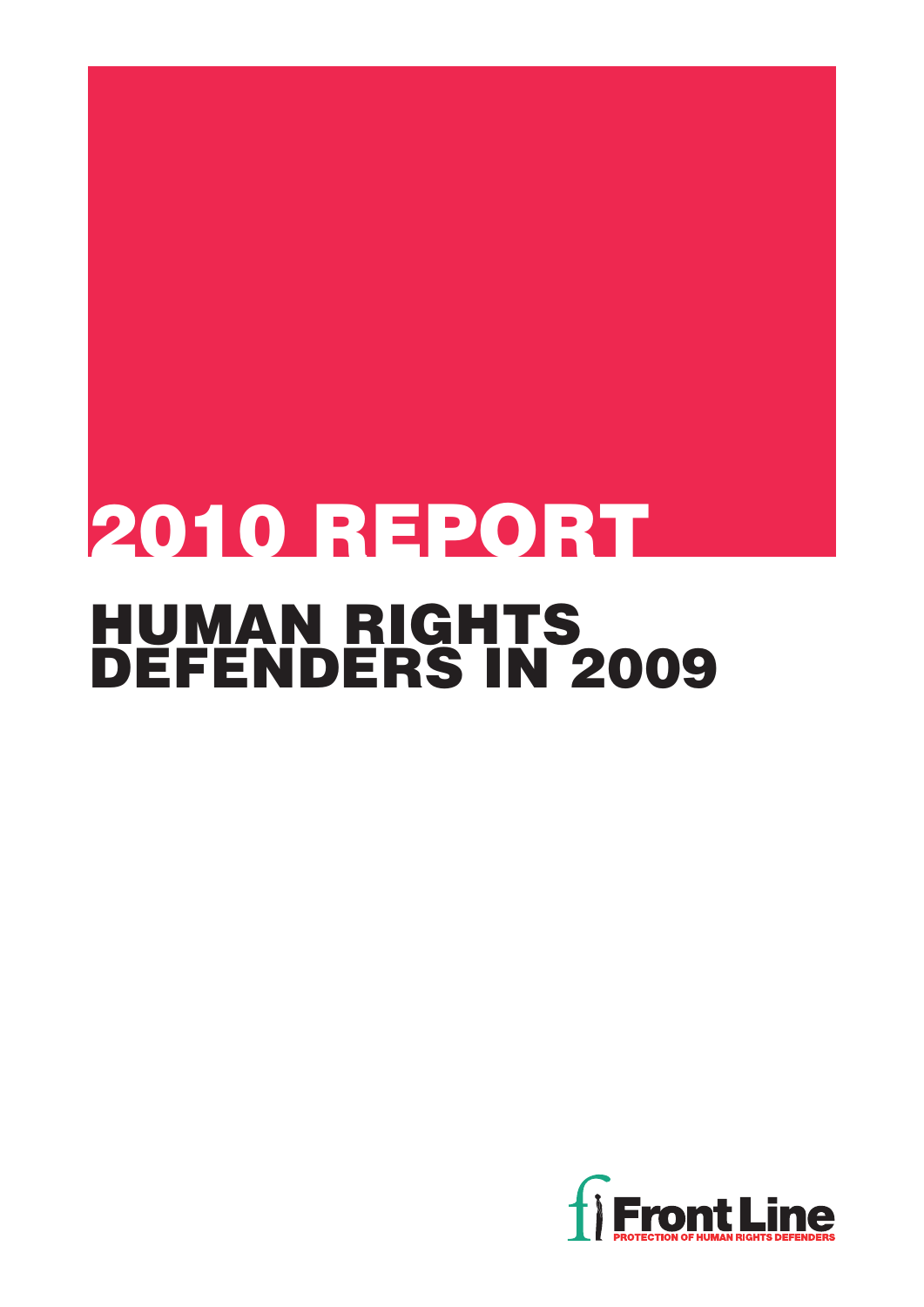# 2010 REPORT

## HUMAN RIGHTS DEFENDERS IN 2009

Front Line
PROTECTION OF HUMAN RIGHTS DEFENDERS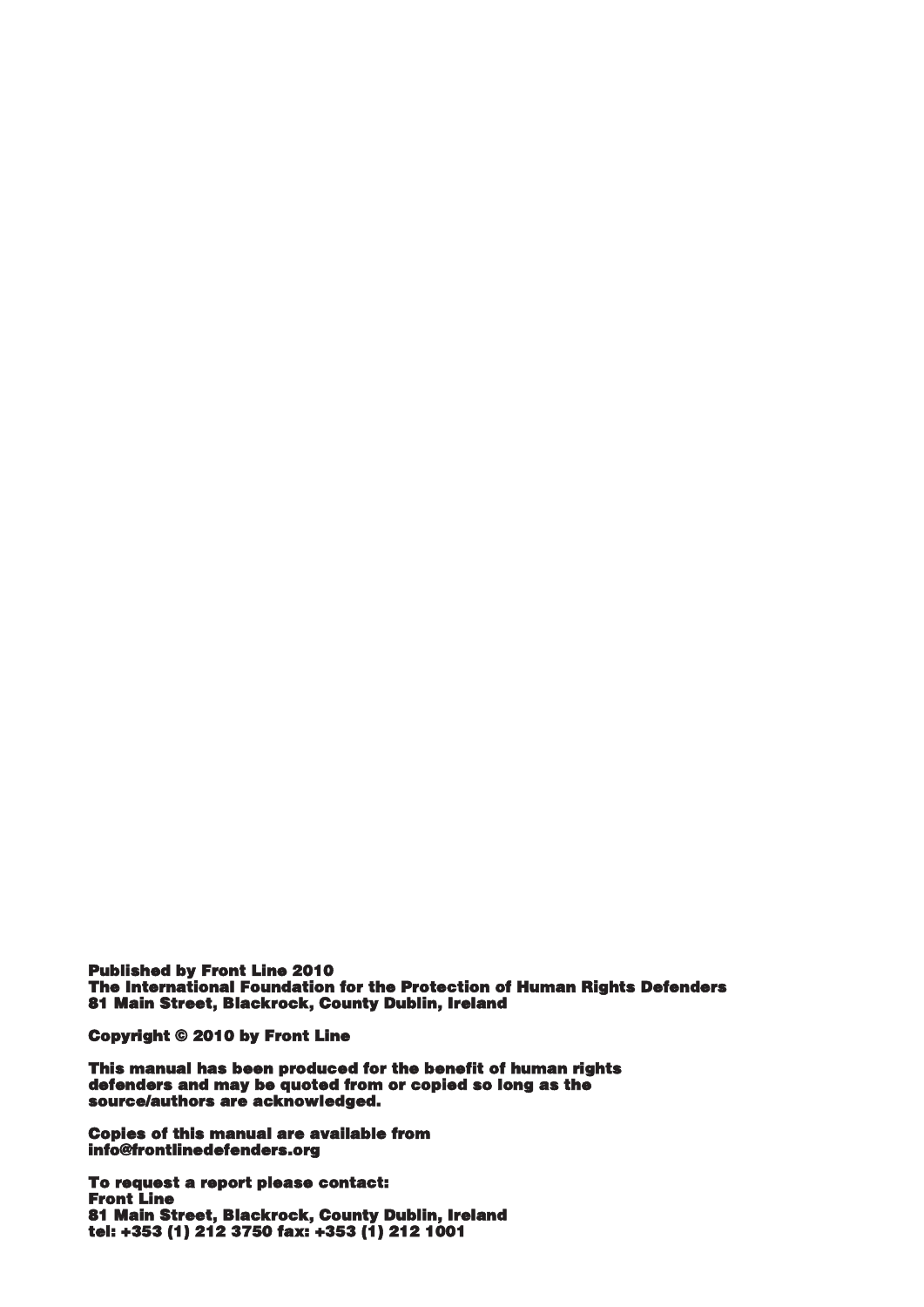**Published by Front Line 2010**
**The International Foundation for the Protection of Human Rights Defenders**
**81 Main Street, Blackrock, County Dublin, Ireland**

**Copyright © 2010 by Front Line**

**This manual has been produced for the benefit of human rights defenders and may be quoted from or copied so long as the source/authors are acknowledged.**

**Copies of this manual are available from info@frontlinedefenders.org**

**To request a report please contact:**
**Front Line**
**81 Main Street, Blackrock, County Dublin, Ireland**
**tel: +353 (1) 212 3750 fax: +353 (1) 212 1001**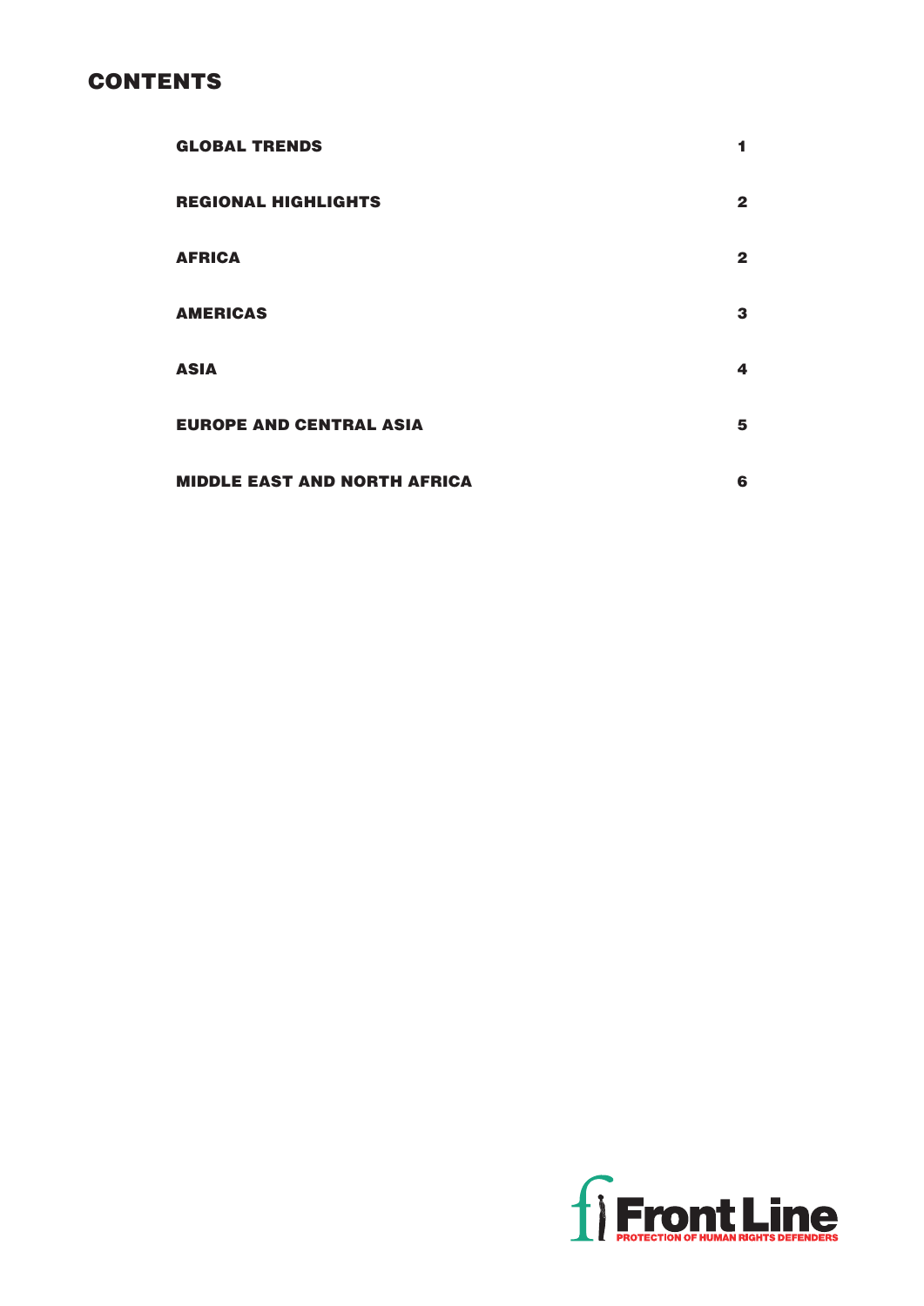## CONTENTS

| | |
|---|---|
| GLOBAL TRENDS | 1 |
| REGIONAL HIGHLIGHTS | 2 |
| AFRICA | 2 |
| AMERICAS | 3 |
| ASIA | 4 |
| EUROPE AND CENTRAL ASIA | 5 |
| MIDDLE EAST AND NORTH AFRICA | 6 |

Front Line
PROTECTION OF HUMAN RIGHTS DEFENDERS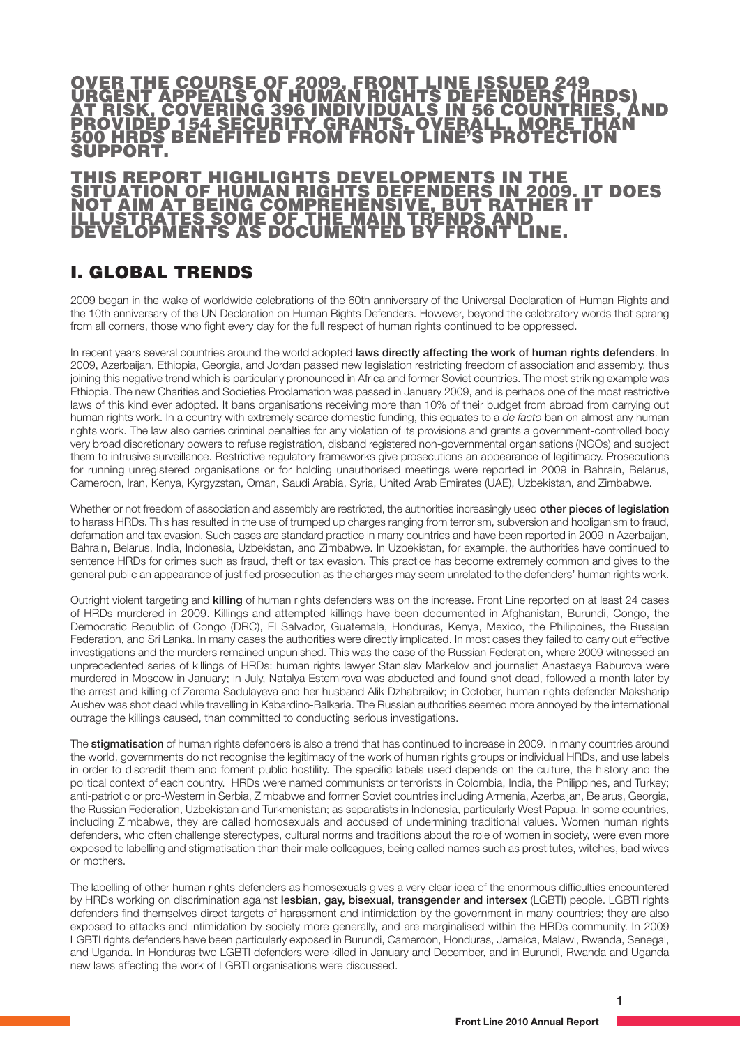**OVER THE COURSE OF 2009, FRONT LINE ISSUED 249 URGENT APPEALS ON HUMAN RIGHTS DEFENDERS (HRDS) AT RISK, COVERING 396 INDIVIDUALS IN 56 COUNTRIES, AND PROVIDED 154 SECURITY GRANTS. OVERALL, MORE THAN 500 HRDS BENEFITED FROM FRONT LINE'S PROTECTION SUPPORT.**

**THIS REPORT HIGHLIGHTS DEVELOPMENTS IN THE SITUATION OF HUMAN RIGHTS DEFENDERS IN 2009. IT DOES NOT AIM AT BEING COMPREHENSIVE, BUT RATHER IT ILLUSTRATES SOME OF THE MAIN TRENDS AND DEVELOPMENTS AS DOCUMENTED BY FRONT LINE.**

## I. GLOBAL TRENDS

2009 began in the wake of worldwide celebrations of the 60th anniversary of the Universal Declaration of Human Rights and the 10th anniversary of the UN Declaration on Human Rights Defenders. However, beyond the celebratory words that sprang from all corners, those who fight every day for the full respect of human rights continued to be oppressed.

In recent years several countries around the world adopted **laws directly affecting the work of human rights defenders**. In 2009, Azerbaijan, Ethiopia, Georgia, and Jordan passed new legislation restricting freedom of association and assembly, thus joining this negative trend which is particularly pronounced in Africa and former Soviet countries. The most striking example was Ethiopia. The new Charities and Societies Proclamation was passed in January 2009, and is perhaps one of the most restrictive laws of this kind ever adopted. It bans organisations receiving more than 10% of their budget from abroad from carrying out human rights work. In a country with extremely scarce domestic funding, this equates to a *de facto* ban on almost any human rights work. The law also carries criminal penalties for any violation of its provisions and grants a government-controlled body very broad discretionary powers to refuse registration, disband registered non-governmental organisations (NGOs) and subject them to intrusive surveillance. Restrictive regulatory frameworks give prosecutions an appearance of legitimacy. Prosecutions for running unregistered organisations or for holding unauthorised meetings were reported in 2009 in Bahrain, Belarus, Cameroon, Iran, Kenya, Kyrgyzstan, Oman, Saudi Arabia, Syria, United Arab Emirates (UAE), Uzbekistan, and Zimbabwe.

Whether or not freedom of association and assembly are restricted, the authorities increasingly used **other pieces of legislation** to harass HRDs. This has resulted in the use of trumped up charges ranging from terrorism, subversion and hooliganism to fraud, defamation and tax evasion. Such cases are standard practice in many countries and have been reported in 2009 in Azerbaijan, Bahrain, Belarus, India, Indonesia, Uzbekistan, and Zimbabwe. In Uzbekistan, for example, the authorities have continued to sentence HRDs for crimes such as fraud, theft or tax evasion. This practice has become extremely common and gives to the general public an appearance of justified prosecution as the charges may seem unrelated to the defenders' human rights work.

Outright violent targeting and **killing** of human rights defenders was on the increase. Front Line reported on at least 24 cases of HRDs murdered in 2009. Killings and attempted killings have been documented in Afghanistan, Burundi, Congo, the Democratic Republic of Congo (DRC), El Salvador, Guatemala, Honduras, Kenya, Mexico, the Philippines, the Russian Federation, and Sri Lanka. In many cases the authorities were directly implicated. In most cases they failed to carry out effective investigations and the murders remained unpunished. This was the case of the Russian Federation, where 2009 witnessed an unprecedented series of killings of HRDs: human rights lawyer Stanislav Markelov and journalist Anastasya Baburova were murdered in Moscow in January; in July, Natalya Estemirova was abducted and found shot dead, followed a month later by the arrest and killing of Zarema Sadulayeva and her husband Alik Dzhabrailov; in October, human rights defender Maksharip Aushev was shot dead while travelling in Kabardino-Balkaria. The Russian authorities seemed more annoyed by the international outrage the killings caused, than committed to conducting serious investigations.

The **stigmatisation** of human rights defenders is also a trend that has continued to increase in 2009. In many countries around the world, governments do not recognise the legitimacy of the work of human rights groups or individual HRDs, and use labels in order to discredit them and foment public hostility. The specific labels used depends on the culture, the history and the political context of each country. HRDs were named communists or terrorists in Colombia, India, the Philippines, and Turkey; anti-patriotic or pro-Western in Serbia, Zimbabwe and former Soviet countries including Armenia, Azerbaijan, Belarus, Georgia, the Russian Federation, Uzbekistan and Turkmenistan; as separatists in Indonesia, particularly West Papua. In some countries, including Zimbabwe, they are called homosexuals and accused of undermining traditional values. Women human rights defenders, who often challenge stereotypes, cultural norms and traditions about the role of women in society, were even more exposed to labelling and stigmatisation than their male colleagues, being called names such as prostitutes, witches, bad wives or mothers.

The labelling of other human rights defenders as homosexuals gives a very clear idea of the enormous difficulties encountered by HRDs working on discrimination against **lesbian, gay, bisexual, transgender and intersex** (LGBTI) people. LGBTI rights defenders find themselves direct targets of harassment and intimidation by the government in many countries; they are also exposed to attacks and intimidation by society more generally, and are marginalised within the HRDs community. In 2009 LGBTI rights defenders have been particularly exposed in Burundi, Cameroon, Honduras, Jamaica, Malawi, Rwanda, Senegal, and Uganda. In Honduras two LGBTI defenders were killed in January and December, and in Burundi, Rwanda and Uganda new laws affecting the work of LGBTI organisations were discussed.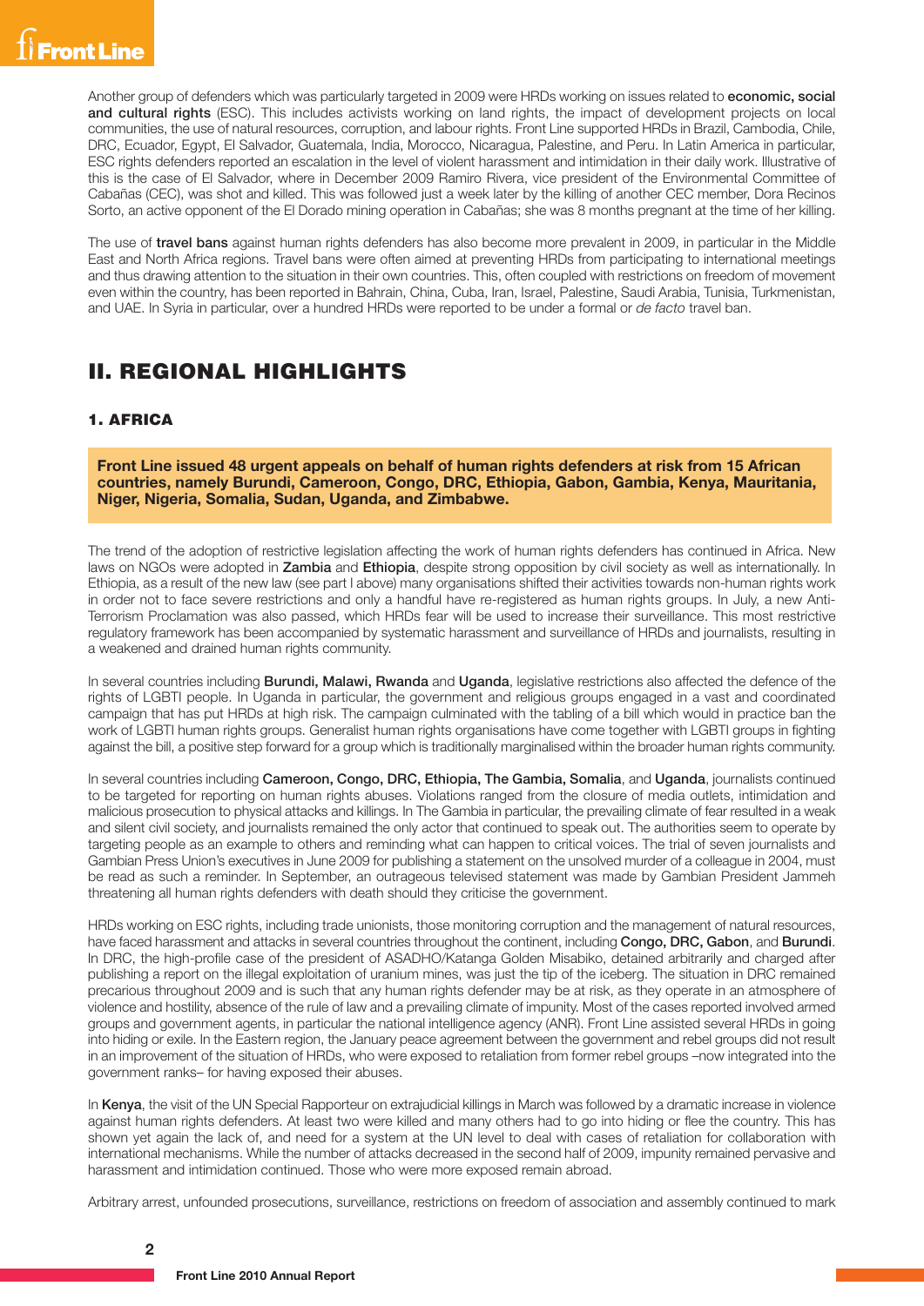Another group of defenders which was particularly targeted in 2009 were HRDs working on issues related to **economic, social and cultural rights** (ESC). This includes activists working on land rights, the impact of development projects on local communities, the use of natural resources, corruption, and labour rights. Front Line supported HRDs in Brazil, Cambodia, Chile, DRC, Ecuador, Egypt, El Salvador, Guatemala, India, Morocco, Nicaragua, Palestine, and Peru. In Latin America in particular, ESC rights defenders reported an escalation in the level of violent harassment and intimidation in their daily work. Illustrative of this is the case of El Salvador, where in December 2009 Ramiro Rivera, vice president of the Environmental Committee of Cabañas (CEC), was shot and killed. This was followed just a week later by the killing of another CEC member, Dora Recinos Sorto, an active opponent of the El Dorado mining operation in Cabañas; she was 8 months pregnant at the time of her killing.

The use of **travel bans** against human rights defenders has also become more prevalent in 2009, in particular in the Middle East and North Africa regions. Travel bans were often aimed at preventing HRDs from participating to international meetings and thus drawing attention to the situation in their own countries. This, often coupled with restrictions on freedom of movement even within the country, has been reported in Bahrain, China, Cuba, Iran, Israel, Palestine, Saudi Arabia, Tunisia, Turkmenistan, and UAE. In Syria in particular, over a hundred HRDs were reported to be under a formal or *de facto* travel ban.

## II. REGIONAL HIGHLIGHTS

### 1. AFRICA

**Front Line issued 48 urgent appeals on behalf of human rights defenders at risk from 15 African countries, namely Burundi, Cameroon, Congo, DRC, Ethiopia, Gabon, Gambia, Kenya, Mauritania, Niger, Nigeria, Somalia, Sudan, Uganda, and Zimbabwe.**

The trend of the adoption of restrictive legislation affecting the work of human rights defenders has continued in Africa. New laws on NGOs were adopted in **Zambia** and **Ethiopia**, despite strong opposition by civil society as well as internationally. In Ethiopia, as a result of the new law (see part I above) many organisations shifted their activities towards non-human rights work in order not to face severe restrictions and only a handful have re-registered as human rights groups. In July, a new Anti-Terrorism Proclamation was also passed, which HRDs fear will be used to increase their surveillance. This most restrictive regulatory framework has been accompanied by systematic harassment and surveillance of HRDs and journalists, resulting in a weakened and drained human rights community.

In several countries including **Burundi, Malawi, Rwanda** and **Uganda**, legislative restrictions also affected the defence of the rights of LGBTI people. In Uganda in particular, the government and religious groups engaged in a vast and coordinated campaign that has put HRDs at high risk. The campaign culminated with the tabling of a bill which would in practice ban the work of LGBTI human rights groups. Generalist human rights organisations have come together with LGBTI groups in fighting against the bill, a positive step forward for a group which is traditionally marginalised within the broader human rights community.

In several countries including **Cameroon, Congo, DRC, Ethiopia, The Gambia, Somalia**, and **Uganda**, journalists continued to be targeted for reporting on human rights abuses. Violations ranged from the closure of media outlets, intimidation and malicious prosecution to physical attacks and killings. In The Gambia in particular, the prevailing climate of fear resulted in a weak and silent civil society, and journalists remained the only actor that continued to speak out. The authorities seem to operate by targeting people as an example to others and reminding what can happen to critical voices. The trial of seven journalists and Gambian Press Union's executives in June 2009 for publishing a statement on the unsolved murder of a colleague in 2004, must be read as such a reminder. In September, an outrageous televised statement was made by Gambian President Jammeh threatening all human rights defenders with death should they criticise the government.

HRDs working on ESC rights, including trade unionists, those monitoring corruption and the management of natural resources, have faced harassment and attacks in several countries throughout the continent, including **Congo, DRC, Gabon**, and **Burundi**. In DRC, the high-profile case of the president of ASADHO/Katanga Golden Misabiko, detained arbitrarily and charged after publishing a report on the illegal exploitation of uranium mines, was just the tip of the iceberg. The situation in DRC remained precarious throughout 2009 and is such that any human rights defender may be at risk, as they operate in an atmosphere of violence and hostility, absence of the rule of law and a prevailing climate of impunity. Most of the cases reported involved armed groups and government agents, in particular the national intelligence agency (ANR). Front Line assisted several HRDs in going into hiding or exile. In the Eastern region, the January peace agreement between the government and rebel groups did not result in an improvement of the situation of HRDs, who were exposed to retaliation from former rebel groups –now integrated into the government ranks– for having exposed their abuses.

In **Kenya**, the visit of the UN Special Rapporteur on extrajudicial killings in March was followed by a dramatic increase in violence against human rights defenders. At least two were killed and many others had to go into hiding or flee the country. This has shown yet again the lack of, and need for a system at the UN level to deal with cases of retaliation for collaboration with international mechanisms. While the number of attacks decreased in the second half of 2009, impunity remained pervasive and harassment and intimidation continued. Those who were more exposed remain abroad.

Arbitrary arrest, unfounded prosecutions, surveillance, restrictions on freedom of association and assembly continued to mark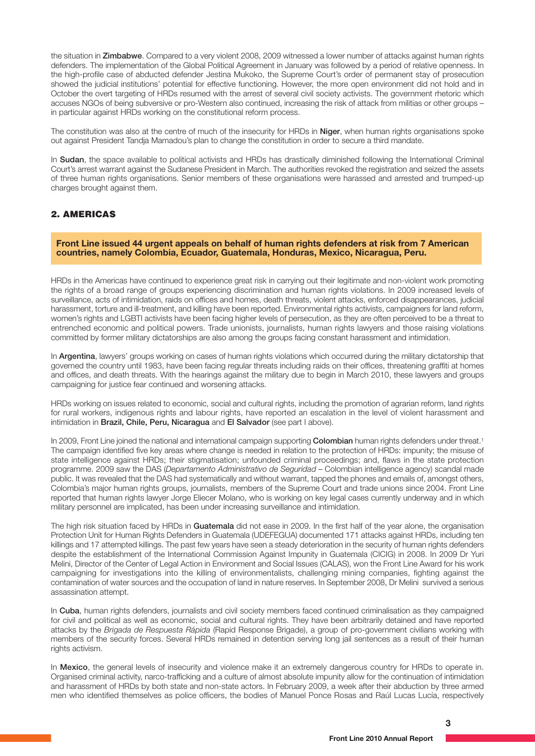the situation in **Zimbabwe**. Compared to a very violent 2008, 2009 witnessed a lower number of attacks against human rights defenders. The implementation of the Global Political Agreement in January was followed by a period of relative openness. In the high-profile case of abducted defender Jestina Mukoko, the Supreme Court's order of permanent stay of prosecution showed the judicial institutions' potential for effective functioning. However, the more open environment did not hold and in October the overt targeting of HRDs resumed with the arrest of several civil society activists. The government rhetoric which accuses NGOs of being subversive or pro-Western also continued, increasing the risk of attack from militias or other groups – in particular against HRDs working on the constitutional reform process.

The constitution was also at the centre of much of the insecurity for HRDs in **Niger**, when human rights organisations spoke out against President Tandja Mamadou's plan to change the constitution in order to secure a third mandate.

In **Sudan**, the space available to political activists and HRDs has drastically diminished following the International Criminal Court's arrest warrant against the Sudanese President in March. The authorities revoked the registration and seized the assets of three human rights organisations. Senior members of these organisations were harassed and arrested and trumped-up charges brought against them.

## 2. AMERICAS

**Front Line issued 44 urgent appeals on behalf of human rights defenders at risk from 7 American countries, namely Colombia, Ecuador, Guatemala, Honduras, Mexico, Nicaragua, Peru.**

HRDs in the Americas have continued to experience great risk in carrying out their legitimate and non-violent work promoting the rights of a broad range of groups experiencing discrimination and human rights violations. In 2009 increased levels of surveillance, acts of intimidation, raids on offices and homes, death threats, violent attacks, enforced disappearances, judicial harassment, torture and ill-treatment, and killing have been reported. Environmental rights activists, campaigners for land reform, women's rights and LGBTI activists have been facing higher levels of persecution, as they are often perceived to be a threat to entrenched economic and political powers. Trade unionists, journalists, human rights lawyers and those raising violations committed by former military dictatorships are also among the groups facing constant harassment and intimidation.

In **Argentina**, lawyers' groups working on cases of human rights violations which occurred during the military dictatorship that governed the country until 1983, have been facing regular threats including raids on their offices, threatening graffiti at homes and offices, and death threats. With the hearings against the military due to begin in March 2010, these lawyers and groups campaigning for justice fear continued and worsening attacks.

HRDs working on issues related to economic, social and cultural rights, including the promotion of agrarian reform, land rights for rural workers, indigenous rights and labour rights, have reported an escalation in the level of violent harassment and intimidation in **Brazil, Chile, Peru, Nicaragua** and **El Salvador** (see part I above).

In 2009, Front Line joined the national and international campaign supporting **Colombian** human rights defenders under threat.[1] The campaign identified five key areas where change is needed in relation to the protection of HRDs: impunity; the misuse of state intelligence against HRDs; their stigmatisation; unfounded criminal proceedings; and, flaws in the state protection programme. 2009 saw the DAS (*Departamento Administrativo de Seguridad* – Colombian intelligence agency) scandal made public. It was revealed that the DAS had systematically and without warrant, tapped the phones and emails of, amongst others, Colombia's major human rights groups, journalists, members of the Supreme Court and trade unions since 2004. Front Line reported that human rights lawyer Jorge Eliecer Molano, who is working on key legal cases currently underway and in which military personnel are implicated, has been under increasing surveillance and intimidation.

The high risk situation faced by HRDs in **Guatemala** did not ease in 2009. In the first half of the year alone, the organisation Protection Unit for Human Rights Defenders in Guatemala (UDEFEGUA) documented 171 attacks against HRDs, including ten killings and 17 attempted killings. The past few years have seen a steady deterioration in the security of human rights defenders despite the establishment of the International Commission Against Impunity in Guatemala (CICIG) in 2008. In 2009 Dr Yuri Melini, Director of the Center of Legal Action in Environment and Social Issues (CALAS), won the Front Line Award for his work campaigning for investigations into the killing of environmentalists, challenging mining companies, fighting against the contamination of water sources and the occupation of land in nature reserves. In September 2008, Dr Melini survived a serious assassination attempt.

In **Cuba**, human rights defenders, journalists and civil society members faced continued criminalisation as they campaigned for civil and political as well as economic, social and cultural rights. They have been arbitrarily detained and have reported attacks by the *Brigada de Respuesta Rápida* (Rapid Response Brigade), a group of pro-government civilians working with members of the security forces. Several HRDs remained in detention serving long jail sentences as a result of their human rights activism.

In **Mexico**, the general levels of insecurity and violence make it an extremely dangerous country for HRDs to operate in. Organised criminal activity, narco-trafficking and a culture of almost absolute impunity allow for the continuation of intimidation and harassment of HRDs by both state and non-state actors. In February 2009, a week after their abduction by three armed men who identified themselves as police officers, the bodies of Manuel Ponce Rosas and Raúl Lucas Lucía, respectively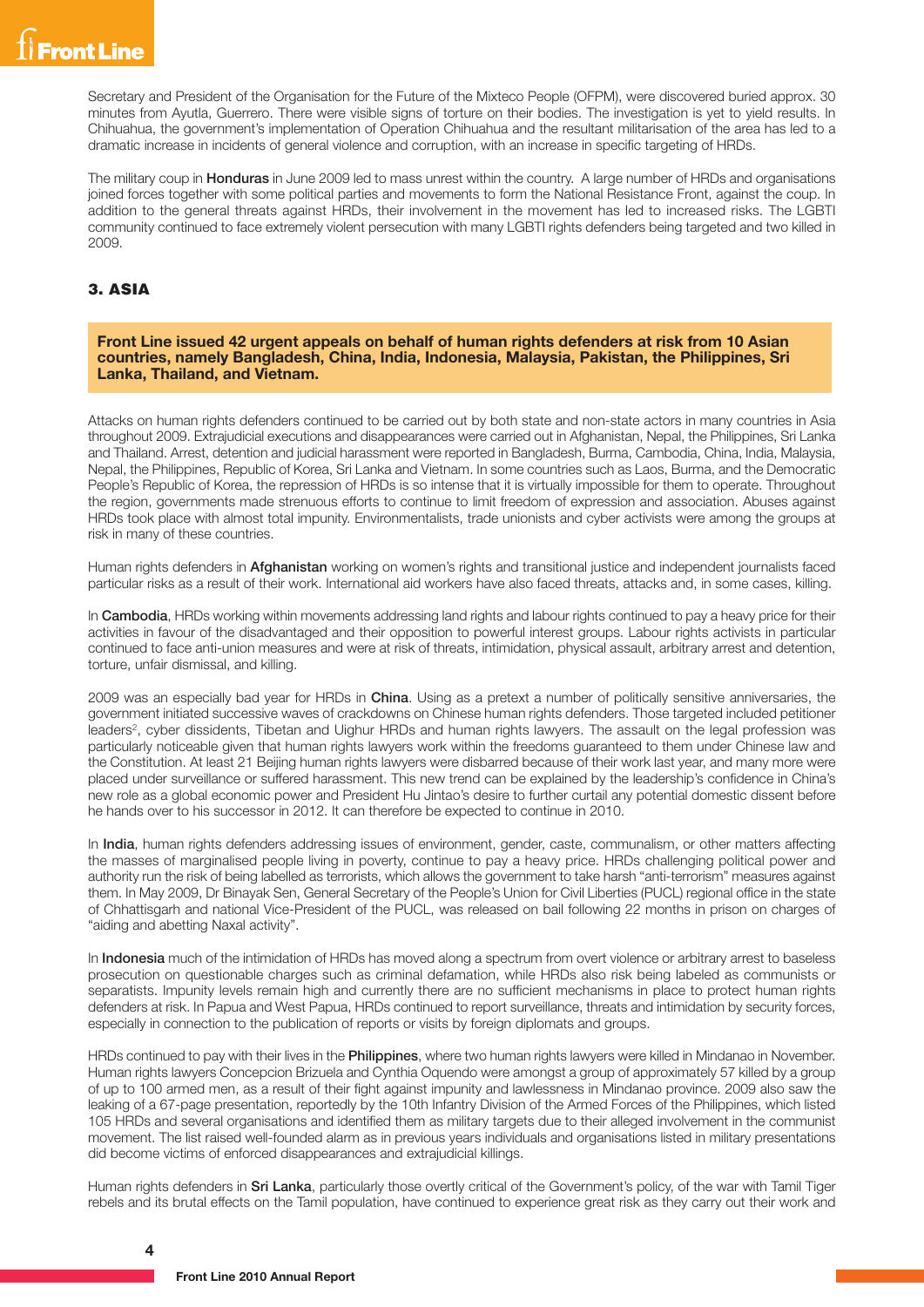Secretary and President of the Organisation for the Future of the Mixteco People (OFPM), were discovered buried approx. 30 minutes from Ayutla, Guerrero. There were visible signs of torture on their bodies. The investigation is yet to yield results. In Chihuahua, the government's implementation of Operation Chihuahua and the resultant militarisation of the area has led to a dramatic increase in incidents of general violence and corruption, with an increase in specific targeting of HRDs.

The military coup in **Honduras** in June 2009 led to mass unrest within the country. A large number of HRDs and organisations joined forces together with some political parties and movements to form the National Resistance Front, against the coup. In addition to the general threats against HRDs, their involvement in the movement has led to increased risks. The LGBTI community continued to face extremely violent persecution with many LGBTI rights defenders being targeted and two killed in 2009.

## 3. ASIA

**Front Line issued 42 urgent appeals on behalf of human rights defenders at risk from 10 Asian countries, namely Bangladesh, China, India, Indonesia, Malaysia, Pakistan, the Philippines, Sri Lanka, Thailand, and Vietnam.**

Attacks on human rights defenders continued to be carried out by both state and non-state actors in many countries in Asia throughout 2009. Extrajudicial executions and disappearances were carried out in Afghanistan, Nepal, the Philippines, Sri Lanka and Thailand. Arrest, detention and judicial harassment were reported in Bangladesh, Burma, Cambodia, China, India, Malaysia, Nepal, the Philippines, Republic of Korea, Sri Lanka and Vietnam. In some countries such as Laos, Burma, and the Democratic People's Republic of Korea, the repression of HRDs is so intense that it is virtually impossible for them to operate. Throughout the region, governments made strenuous efforts to continue to limit freedom of expression and association. Abuses against HRDs took place with almost total impunity. Environmentalists, trade unionists and cyber activists were among the groups at risk in many of these countries.

Human rights defenders in **Afghanistan** working on women's rights and transitional justice and independent journalists faced particular risks as a result of their work. International aid workers have also faced threats, attacks and, in some cases, killing.

In **Cambodia**, HRDs working within movements addressing land rights and labour rights continued to pay a heavy price for their activities in favour of the disadvantaged and their opposition to powerful interest groups. Labour rights activists in particular continued to face anti-union measures and were at risk of threats, intimidation, physical assault, arbitrary arrest and detention, torture, unfair dismissal, and killing.

2009 was an especially bad year for HRDs in **China**. Using as a pretext a number of politically sensitive anniversaries, the government initiated successive waves of crackdowns on Chinese human rights defenders. Those targeted included petitioner leaders[2], cyber dissidents, Tibetan and Uighur HRDs and human rights lawyers. The assault on the legal profession was particularly noticeable given that human rights lawyers work within the freedoms guaranteed to them under Chinese law and the Constitution. At least 21 Beijing human rights lawyers were disbarred because of their work last year, and many more were placed under surveillance or suffered harassment. This new trend can be explained by the leadership's confidence in China's new role as a global economic power and President Hu Jintao's desire to further curtail any potential domestic dissent before he hands over to his successor in 2012. It can therefore be expected to continue in 2010.

In **India**, human rights defenders addressing issues of environment, gender, caste, communalism, or other matters affecting the masses of marginalised people living in poverty, continue to pay a heavy price. HRDs challenging political power and authority run the risk of being labelled as terrorists, which allows the government to take harsh "anti-terrorism" measures against them. In May 2009, Dr Binayak Sen, General Secretary of the People's Union for Civil Liberties (PUCL) regional office in the state of Chhattisgarh and national Vice-President of the PUCL, was released on bail following 22 months in prison on charges of "aiding and abetting Naxal activity".

In **Indonesia** much of the intimidation of HRDs has moved along a spectrum from overt violence or arbitrary arrest to baseless prosecution on questionable charges such as criminal defamation, while HRDs also risk being labeled as communists or separatists. Impunity levels remain high and currently there are no sufficient mechanisms in place to protect human rights defenders at risk. In Papua and West Papua, HRDs continued to report surveillance, threats and intimidation by security forces, especially in connection to the publication of reports or visits by foreign diplomats and groups.

HRDs continued to pay with their lives in the **Philippines**, where two human rights lawyers were killed in Mindanao in November. Human rights lawyers Concepcion Brizuela and Cynthia Oquendo were amongst a group of approximately 57 killed by a group of up to 100 armed men, as a result of their fight against impunity and lawlessness in Mindanao province. 2009 also saw the leaking of a 67-page presentation, reportedly by the 10th Infantry Division of the Armed Forces of the Philippines, which listed 105 HRDs and several organisations and identified them as military targets due to their alleged involvement in the communist movement. The list raised well-founded alarm as in previous years individuals and organisations listed in military presentations did become victims of enforced disappearances and extrajudicial killings.

Human rights defenders in **Sri Lanka**, particularly those overtly critical of the Government's policy, of the war with Tamil Tiger rebels and its brutal effects on the Tamil population, have continued to experience great risk as they carry out their work and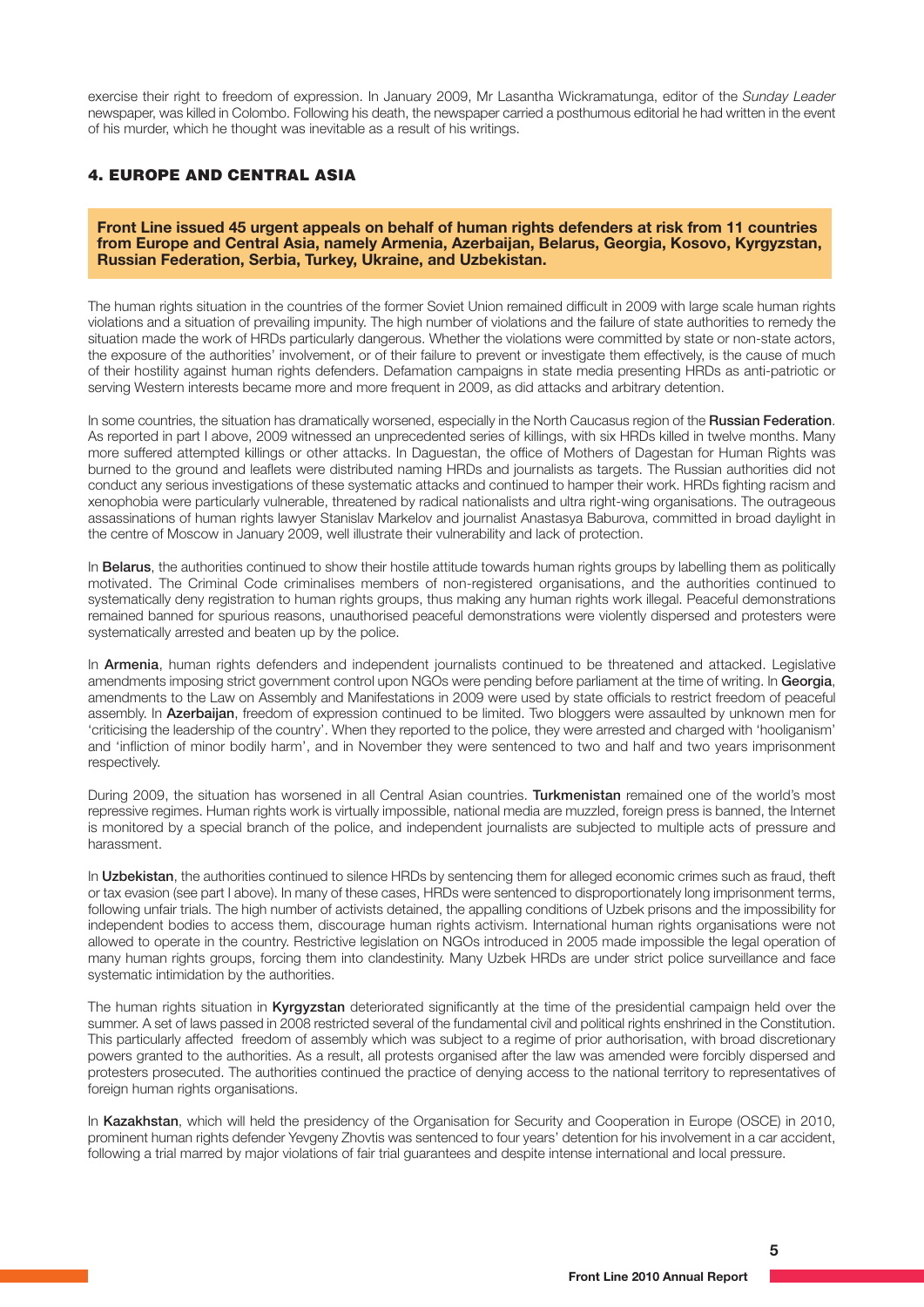exercise their right to freedom of expression. In January 2009, Mr Lasantha Wickramatunga, editor of the *Sunday Leader* newspaper, was killed in Colombo. Following his death, the newspaper carried a posthumous editorial he had written in the event of his murder, which he thought was inevitable as a result of his writings.

## 4. EUROPE AND CENTRAL ASIA

**Front Line issued 45 urgent appeals on behalf of human rights defenders at risk from 11 countries from Europe and Central Asia, namely Armenia, Azerbaijan, Belarus, Georgia, Kosovo, Kyrgyzstan, Russian Federation, Serbia, Turkey, Ukraine, and Uzbekistan.**

The human rights situation in the countries of the former Soviet Union remained difficult in 2009 with large scale human rights violations and a situation of prevailing impunity. The high number of violations and the failure of state authorities to remedy the situation made the work of HRDs particularly dangerous. Whether the violations were committed by state or non-state actors, the exposure of the authorities' involvement, or of their failure to prevent or investigate them effectively, is the cause of much of their hostility against human rights defenders. Defamation campaigns in state media presenting HRDs as anti-patriotic or serving Western interests became more and more frequent in 2009, as did attacks and arbitrary detention.

In some countries, the situation has dramatically worsened, especially in the North Caucasus region of the **Russian Federation**. As reported in part I above, 2009 witnessed an unprecedented series of killings, with six HRDs killed in twelve months. Many more suffered attempted killings or other attacks. In Daguestan, the office of Mothers of Dagestan for Human Rights was burned to the ground and leaflets were distributed naming HRDs and journalists as targets. The Russian authorities did not conduct any serious investigations of these systematic attacks and continued to hamper their work. HRDs fighting racism and xenophobia were particularly vulnerable, threatened by radical nationalists and ultra right-wing organisations. The outrageous assassinations of human rights lawyer Stanislav Markelov and journalist Anastasya Baburova, committed in broad daylight in the centre of Moscow in January 2009, well illustrate their vulnerability and lack of protection.

In **Belarus**, the authorities continued to show their hostile attitude towards human rights groups by labelling them as politically motivated. The Criminal Code criminalises members of non-registered organisations, and the authorities continued to systematically deny registration to human rights groups, thus making any human rights work illegal. Peaceful demonstrations remained banned for spurious reasons, unauthorised peaceful demonstrations were violently dispersed and protesters were systematically arrested and beaten up by the police.

In **Armenia**, human rights defenders and independent journalists continued to be threatened and attacked. Legislative amendments imposing strict government control upon NGOs were pending before parliament at the time of writing. In **Georgia**, amendments to the Law on Assembly and Manifestations in 2009 were used by state officials to restrict freedom of peaceful assembly. In **Azerbaijan**, freedom of expression continued to be limited. Two bloggers were assaulted by unknown men for 'criticising the leadership of the country'. When they reported to the police, they were arrested and charged with 'hooliganism' and 'infliction of minor bodily harm', and in November they were sentenced to two and half and two years imprisonment respectively.

During 2009, the situation has worsened in all Central Asian countries. **Turkmenistan** remained one of the world's most repressive regimes. Human rights work is virtually impossible, national media are muzzled, foreign press is banned, the Internet is monitored by a special branch of the police, and independent journalists are subjected to multiple acts of pressure and harassment.

In **Uzbekistan**, the authorities continued to silence HRDs by sentencing them for alleged economic crimes such as fraud, theft or tax evasion (see part I above). In many of these cases, HRDs were sentenced to disproportionately long imprisonment terms, following unfair trials. The high number of activists detained, the appalling conditions of Uzbek prisons and the impossibility for independent bodies to access them, discourage human rights activism. International human rights organisations were not allowed to operate in the country. Restrictive legislation on NGOs introduced in 2005 made impossible the legal operation of many human rights groups, forcing them into clandestinity. Many Uzbek HRDs are under strict police surveillance and face systematic intimidation by the authorities.

The human rights situation in **Kyrgyzstan** deteriorated significantly at the time of the presidential campaign held over the summer. A set of laws passed in 2008 restricted several of the fundamental civil and political rights enshrined in the Constitution. This particularly affected freedom of assembly which was subject to a regime of prior authorisation, with broad discretionary powers granted to the authorities. As a result, all protests organised after the law was amended were forcibly dispersed and protesters prosecuted. The authorities continued the practice of denying access to the national territory to representatives of foreign human rights organisations.

In **Kazakhstan**, which will held the presidency of the Organisation for Security and Cooperation in Europe (OSCE) in 2010, prominent human rights defender Yevgeny Zhovtis was sentenced to four years' detention for his involvement in a car accident, following a trial marred by major violations of fair trial guarantees and despite intense international and local pressure.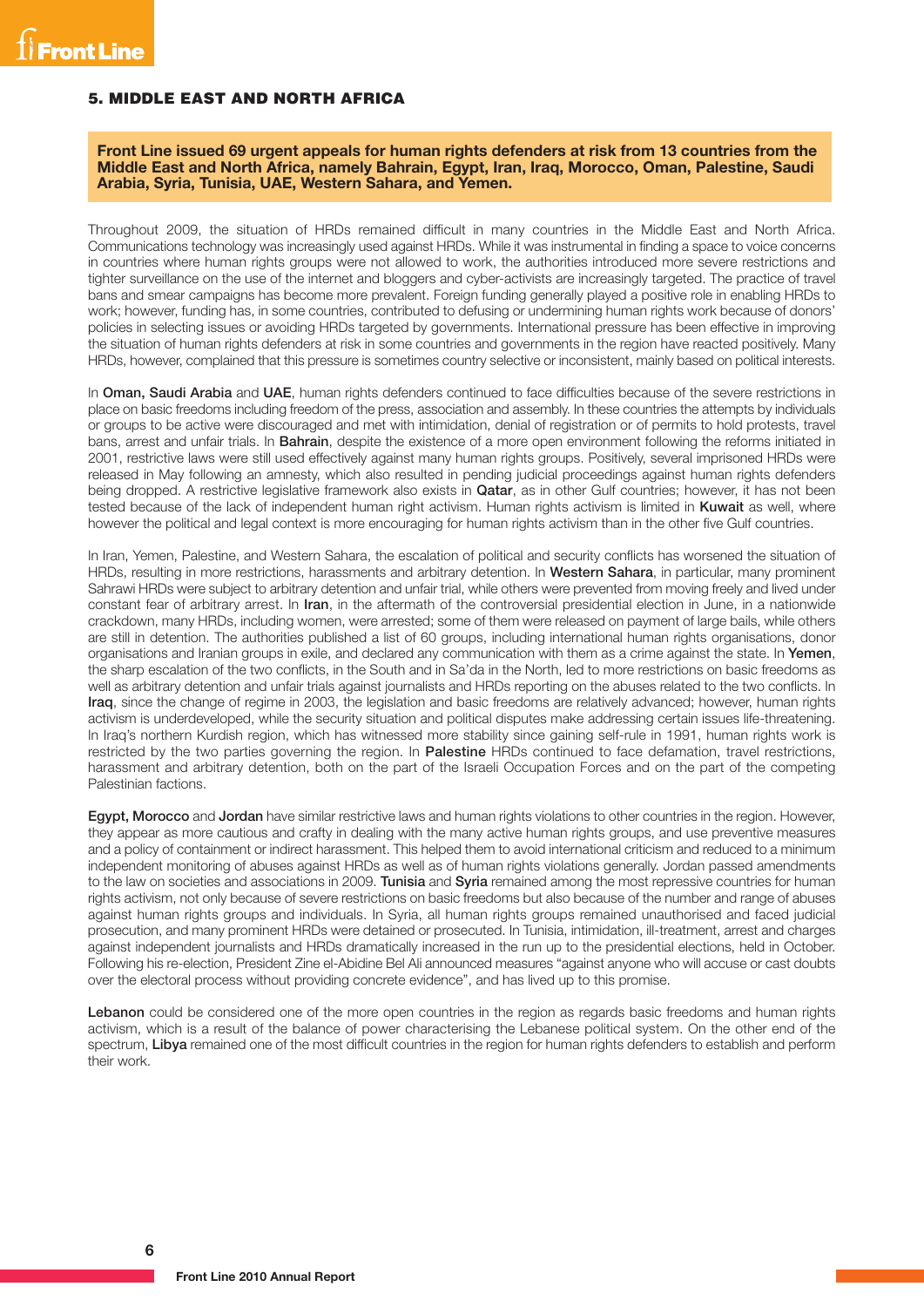## 5. MIDDLE EAST AND NORTH AFRICA

**Front Line issued 69 urgent appeals for human rights defenders at risk from 13 countries from the Middle East and North Africa, namely Bahrain, Egypt, Iran, Iraq, Morocco, Oman, Palestine, Saudi Arabia, Syria, Tunisia, UAE, Western Sahara, and Yemen.**

Throughout 2009, the situation of HRDs remained difficult in many countries in the Middle East and North Africa. Communications technology was increasingly used against HRDs. While it was instrumental in finding a space to voice concerns in countries where human rights groups were not allowed to work, the authorities introduced more severe restrictions and tighter surveillance on the use of the internet and bloggers and cyber-activists are increasingly targeted. The practice of travel bans and smear campaigns has become more prevalent. Foreign funding generally played a positive role in enabling HRDs to work; however, funding has, in some countries, contributed to defusing or undermining human rights work because of donors' policies in selecting issues or avoiding HRDs targeted by governments. International pressure has been effective in improving the situation of human rights defenders at risk in some countries and governments in the region have reacted positively. Many HRDs, however, complained that this pressure is sometimes country selective or inconsistent, mainly based on political interests.

In **Oman, Saudi Arabia** and **UAE**, human rights defenders continued to face difficulties because of the severe restrictions in place on basic freedoms including freedom of the press, association and assembly. In these countries the attempts by individuals or groups to be active were discouraged and met with intimidation, denial of registration or of permits to hold protests, travel bans, arrest and unfair trials. In **Bahrain**, despite the existence of a more open environment following the reforms initiated in 2001, restrictive laws were still used effectively against many human rights groups. Positively, several imprisoned HRDs were released in May following an amnesty, which also resulted in pending judicial proceedings against human rights defenders being dropped. A restrictive legislative framework also exists in **Qatar**, as in other Gulf countries; however, it has not been tested because of the lack of independent human right activism. Human rights activism is limited in **Kuwait** as well, where however the political and legal context is more encouraging for human rights activism than in the other five Gulf countries.

In Iran, Yemen, Palestine, and Western Sahara, the escalation of political and security conflicts has worsened the situation of HRDs, resulting in more restrictions, harassments and arbitrary detention. In **Western Sahara**, in particular, many prominent Sahrawi HRDs were subject to arbitrary detention and unfair trial, while others were prevented from moving freely and lived under constant fear of arbitrary arrest. In **Iran**, in the aftermath of the controversial presidential election in June, in a nationwide crackdown, many HRDs, including women, were arrested; some of them were released on payment of large bails, while others are still in detention. The authorities published a list of 60 groups, including international human rights organisations, donor organisations and Iranian groups in exile, and declared any communication with them as a crime against the state. In **Yemen**, the sharp escalation of the two conflicts, in the South and in Sa'da in the North, led to more restrictions on basic freedoms as well as arbitrary detention and unfair trials against journalists and HRDs reporting on the abuses related to the two conflicts. In **Iraq**, since the change of regime in 2003, the legislation and basic freedoms are relatively advanced; however, human rights activism is underdeveloped, while the security situation and political disputes make addressing certain issues life-threatening. In Iraq's northern Kurdish region, which has witnessed more stability since gaining self-rule in 1991, human rights work is restricted by the two parties governing the region. In **Palestine** HRDs continued to face defamation, travel restrictions, harassment and arbitrary detention, both on the part of the Israeli Occupation Forces and on the part of the competing Palestinian factions.

**Egypt, Morocco** and **Jordan** have similar restrictive laws and human rights violations to other countries in the region. However, they appear as more cautious and crafty in dealing with the many active human rights groups, and use preventive measures and a policy of containment or indirect harassment. This helped them to avoid international criticism and reduced to a minimum independent monitoring of abuses against HRDs as well as of human rights violations generally. Jordan passed amendments to the law on societies and associations in 2009. **Tunisia** and **Syria** remained among the most repressive countries for human rights activism, not only because of severe restrictions on basic freedoms but also because of the number and range of abuses against human rights groups and individuals. In Syria, all human rights groups remained unauthorised and faced judicial prosecution, and many prominent HRDs were detained or prosecuted. In Tunisia, intimidation, ill-treatment, arrest and charges against independent journalists and HRDs dramatically increased in the run up to the presidential elections, held in October. Following his re-election, President Zine el-Abidine Bel Ali announced measures "against anyone who will accuse or cast doubts over the electoral process without providing concrete evidence", and has lived up to this promise.

**Lebanon** could be considered one of the more open countries in the region as regards basic freedoms and human rights activism, which is a result of the balance of power characterising the Lebanese political system. On the other end of the spectrum, **Libya** remained one of the most difficult countries in the region for human rights defenders to establish and perform their work.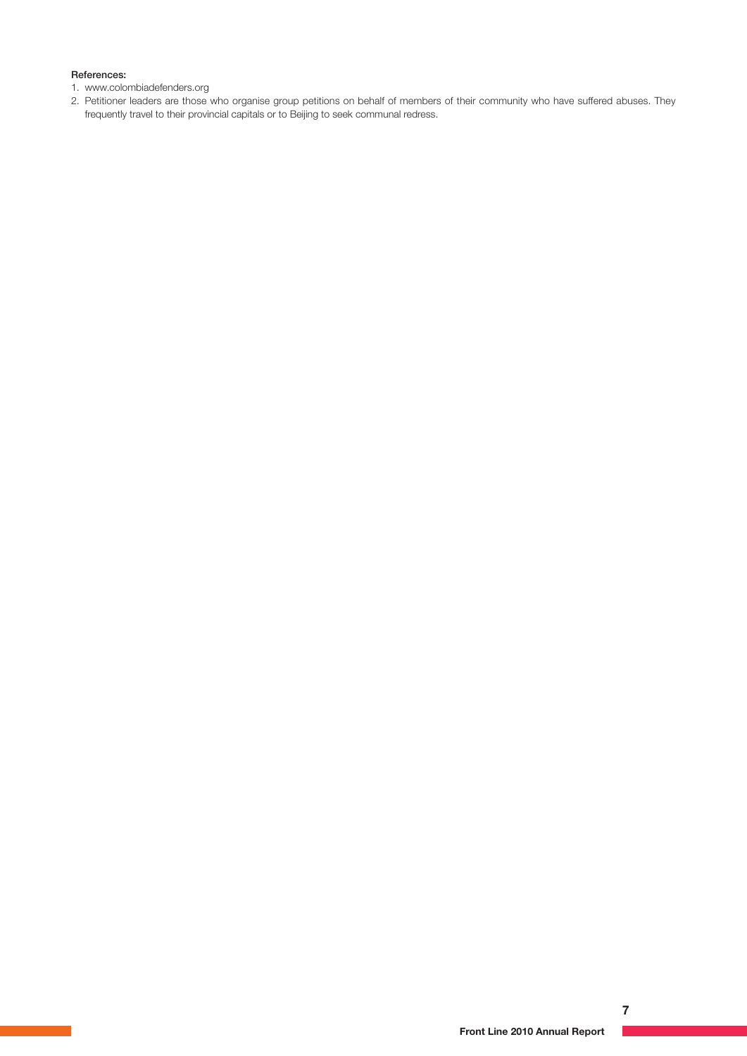**References:**

1. www.colombiadefenders.org
2. Petitioner leaders are those who organise group petitions on behalf of members of their community who have suffered abuses. They frequently travel to their provincial capitals or to Beijing to seek communal redress.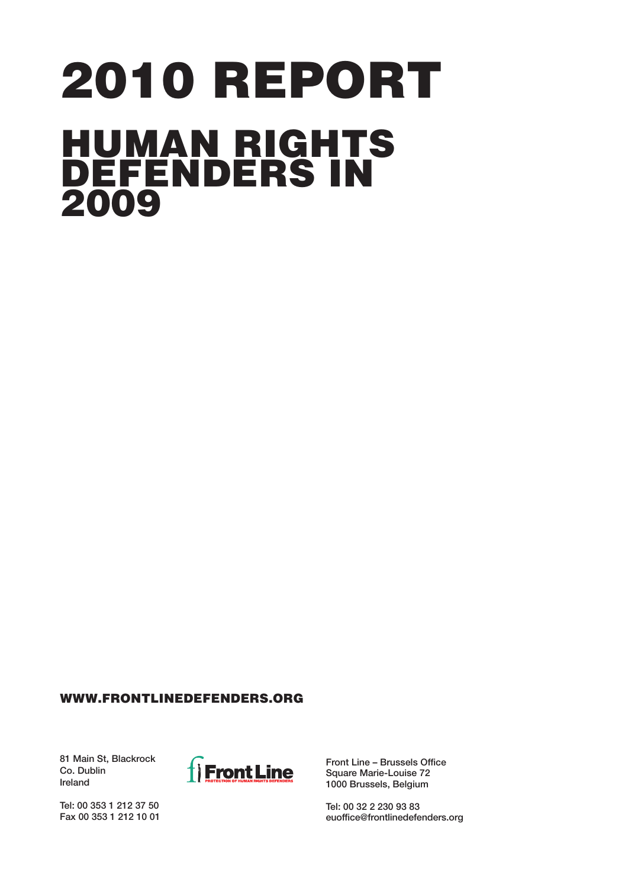# 2010 REPORT

## HUMAN RIGHTS DEFENDERS IN 2009

**WWW.FRONTLINEDEFENDERS.ORG**

81 Main St, Blackrock
Co. Dublin
Ireland

Tel: 00 353 1 212 37 50
Fax 00 353 1 212 10 01

Front Line
PROTECTION OF HUMAN RIGHTS DEFENDERS

Front Line – Brussels Office
Square Marie-Louise 72
1000 Brussels, Belgium

Tel: 00 32 2 230 93 83
euoffice@frontlinedefenders.org